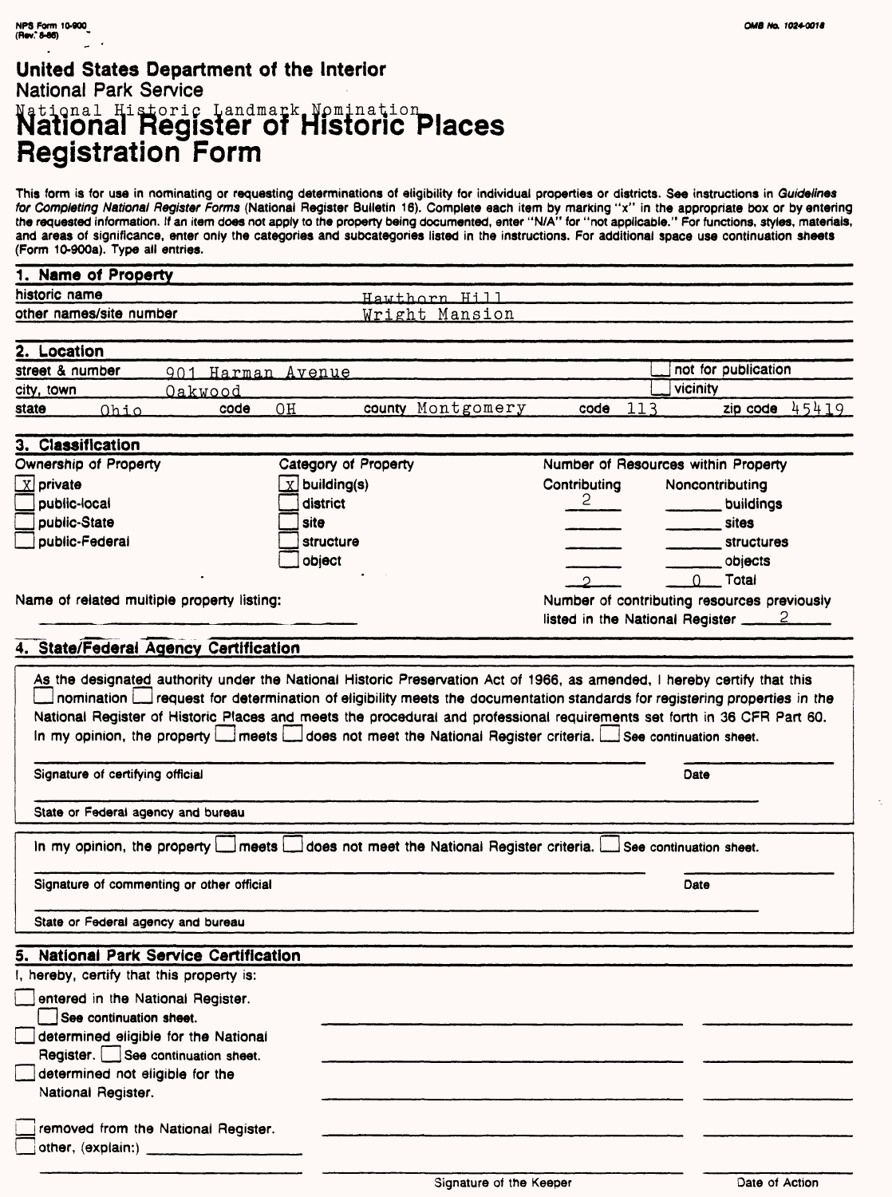NPS Form 10-900 (Rev. 8-86)

OMB No. 1024-0018

# United States Department of the Interior
National Park Service

National Historic Landmark Nomination

# National Register of Historic Places Registration Form

This form is for use in nominating or requesting determinations of eligibility for individual properties or districts. See instructions in *Guidelines for Completing National Register Forms* (National Register Bulletin 16). Complete each item by marking "x" in the appropriate box or by entering the requested information. If an item does not apply to the property being documented, enter "N/A" for "not applicable." For functions, styles, materials, and areas of significance, enter only the categories and subcategories listed in the instructions. For additional space use continuation sheets (Form 10-900a). Type all entries.

## 1. Name of Property

historic name: Hawthorn Hill

other names/site number: Wright Mansion

## 2. Location

street & number: 901 Harman Avenue ☐ not for publication

city, town: Oakwood ☐ vicinity

state: Ohio code: OH county: Montgomery code: 113 zip code: 45419

## 3. Classification

**Ownership of Property**
- [X] private
- [ ] public-local
- [ ] public-State
- [ ] public-Federal

**Category of Property**
- [X] building(s)
- [ ] district
- [ ] site
- [ ] structure
- [ ] object

**Number of Resources within Property**

| Contributing | Noncontributing | |
|---|---|---|
| 2 | | buildings |
| | | sites |
| | | structures |
| | | objects |
| 2 | 0 | Total |

Name of related multiple property listing: ______

Number of contributing resources previously listed in the National Register: 2

## 4. State/Federal Agency Certification

As the designated authority under the National Historic Preservation Act of 1966, as amended, I hereby certify that this ☐ nomination ☐ request for determination of eligibility meets the documentation standards for registering properties in the National Register of Historic Places and meets the procedural and professional requirements set forth in 36 CFR Part 60. In my opinion, the property ☐ meets ☐ does not meet the National Register criteria. ☐ See continuation sheet.

Signature of certifying official ______ Date ______

State or Federal agency and bureau ______

In my opinion, the property ☐ meets ☐ does not meet the National Register criteria. ☐ See continuation sheet.

Signature of commenting or other official ______ Date ______

State or Federal agency and bureau ______

## 5. National Park Service Certification

I, hereby, certify that this property is:

- [ ] entered in the National Register. ☐ See continuation sheet.
- [ ] determined eligible for the National Register. ☐ See continuation sheet.
- [ ] determined not eligible for the National Register.
- [ ] removed from the National Register.
- [ ] other, (explain:) ______

Signature of the Keeper ______ Date of Action ______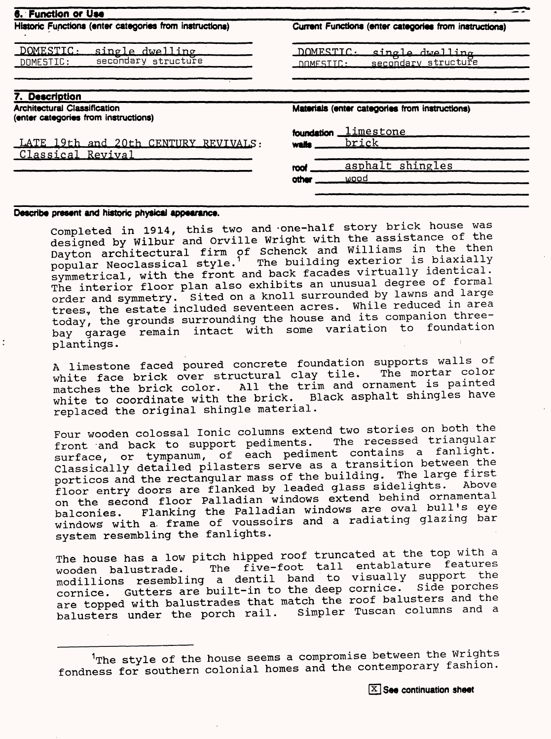## 6. Function or Use

| Historic Functions (enter categories from instructions) | Current Functions (enter categories from instructions) |
| --- | --- |
| DOMESTIC: single dwelling | DOMESTIC: single dwelling |
| DOMESTIC: secondary structure | DOMESTIC: secondary structure |

## 7. Description

| Architectural Classification (enter categories from instructions) | Materials (enter categories from instructions) | |
| --- | --- | --- |
| LATE 19th and 20th CENTURY REVIVALS: Classical Revival | foundation | limestone |
| | walls | brick |
| | roof | asphalt shingles |
| | other | wood |

**Describe present and historic physical appearance.**

Completed in 1914, this two and one-half story brick house was designed by Wilbur and Orville Wright with the assistance of the Dayton architectural firm of Schenck and Williams in the then popular Neoclassical style.[1] The building exterior is biaxially symmetrical, with the front and back facades virtually identical. The interior floor plan also exhibits an unusual degree of formal order and symmetry. Sited on a knoll surrounded by lawns and large trees, the estate included seventeen acres. While reduced in area today, the grounds surrounding the house and its companion three-bay garage remain intact with some variation to foundation plantings.

A limestone faced poured concrete foundation supports walls of white face brick over structural clay tile. The mortar color matches the brick color. All the trim and ornament is painted white to coordinate with the brick. Black asphalt shingles have replaced the original shingle material.

Four wooden colossal Ionic columns extend two stories on both the front and back to support pediments. The recessed triangular surface, or tympanum, of each pediment contains a fanlight. Classically detailed pilasters serve as a transition between the porticos and the rectangular mass of the building. The large first floor entry doors are flanked by leaded glass sidelights. Above on the second floor Palladian windows extend behind ornamental balconies. Flanking the Palladian windows are oval bull's eye windows with a frame of voussoirs and a radiating glazing bar system resembling the fanlights.

The house has a low pitch hipped roof truncated at the top with a wooden balustrade. The five-foot tall entablature features modillions resembling a dentil band to visually support the cornice. Gutters are built-in to the deep cornice. Side porches are topped with balustrades that match the roof balusters and the balusters under the porch rail. Simpler Tuscan columns and a

---

[1] The style of the house seems a compromise between the Wrights fondness for southern colonial homes and the contemporary fashion.

[X] See continuation sheet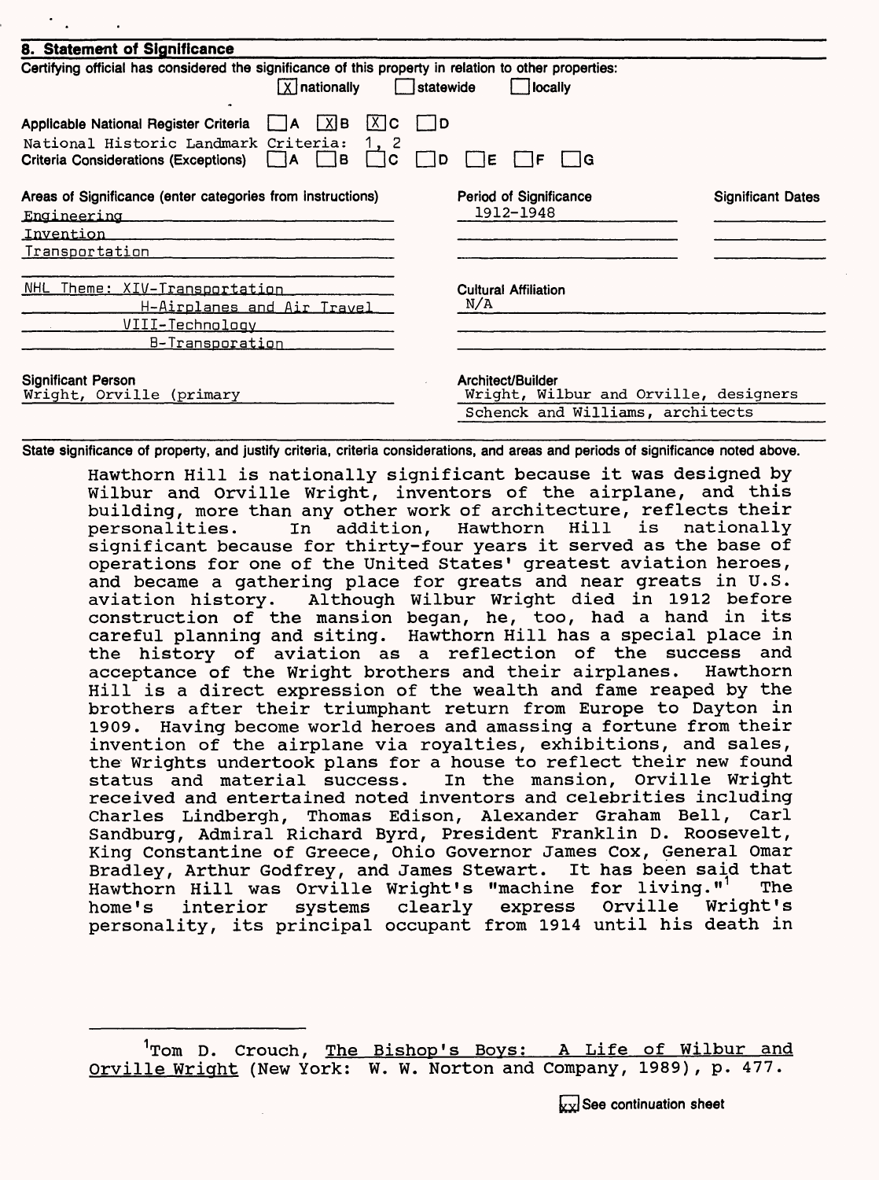## 8. Statement of Significance

Certifying official has considered the significance of this property in relation to other properties:

[X] nationally [ ] statewide [ ] locally

Applicable National Register Criteria [ ] A [X] B [X] C [ ] D

National Historic Landmark Criteria: 1, 2

Criteria Considerations (Exceptions) [ ] A [ ] B [ ] C [ ] D [ ] E [ ] F [ ] G

| Areas of Significance (enter categories from instructions) | Period of Significance | Significant Dates |
|---|---|---|
| Engineering | 1912-1948 | |
| Invention | | |
| Transportation | | |

NHL Theme: XIV-Transportation
H-Airplanes and Air Travel
VIII-Technology
B-Transporation

Cultural Affiliation
N/A

Significant Person
Wright, Orville (primary

Architect/Builder
Wright, Wilbur and Orville, designers
Schenck and Williams, architects

State significance of property, and justify criteria, criteria considerations, and areas and periods of significance noted above.

Hawthorn Hill is nationally significant because it was designed by Wilbur and Orville Wright, inventors of the airplane, and this building, more than any other work of architecture, reflects their personalities. In addition, Hawthorn Hill is nationally significant because for thirty-four years it served as the base of operations for one of the United States' greatest aviation heroes, and became a gathering place for greats and near greats in U.S. aviation history. Although Wilbur Wright died in 1912 before construction of the mansion began, he, too, had a hand in its careful planning and siting. Hawthorn Hill has a special place in the history of aviation as a reflection of the success and acceptance of the Wright brothers and their airplanes. Hawthorn Hill is a direct expression of the wealth and fame reaped by the brothers after their triumphant return from Europe to Dayton in 1909. Having become world heroes and amassing a fortune from their invention of the airplane via royalties, exhibitions, and sales, the Wrights undertook plans for a house to reflect their new found status and material success. In the mansion, Orville Wright received and entertained noted inventors and celebrities including Charles Lindbergh, Thomas Edison, Alexander Graham Bell, Carl Sandburg, Admiral Richard Byrd, President Franklin D. Roosevelt, King Constantine of Greece, Ohio Governor James Cox, General Omar Bradley, Arthur Godfrey, and James Stewart. It has been said that Hawthorn Hill was Orville Wright's "machine for living."[1] The home's interior systems clearly express Orville Wright's personality, its principal occupant from 1914 until his death in

---

[1] Tom D. Crouch, The Bishop's Boys: A Life of Wilbur and Orville Wright (New York: W. W. Norton and Company, 1989), p. 477.

[xx] See continuation sheet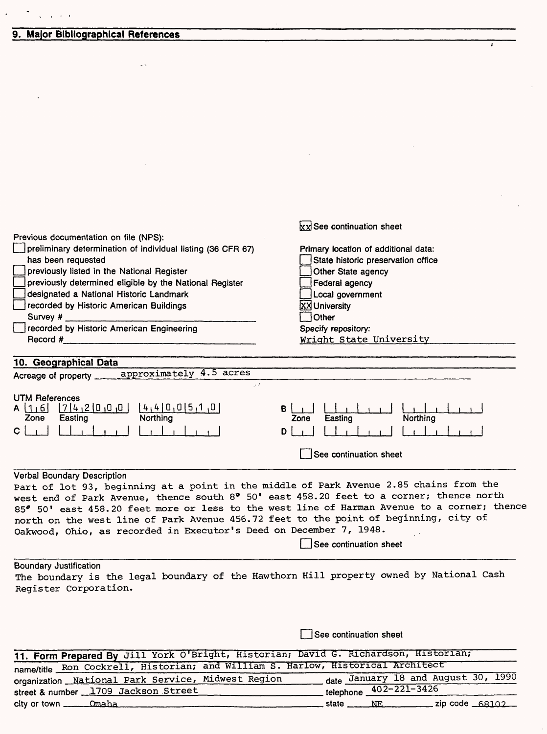## 9. Major Bibliographical References

☒ See continuation sheet

Previous documentation on file (NPS):

- ☐ preliminary determination of individual listing (36 CFR 67) has been requested
- ☐ previously listed in the National Register
- ☐ previously determined eligible by the National Register
- ☐ designated a National Historic Landmark
- ☐ recorded by Historic American Buildings Survey # \_\_\_\_\_\_\_\_
- ☐ recorded by Historic American Engineering Record # \_\_\_\_\_\_\_\_

Primary location of additional data:

- ☐ State historic preservation office
- ☐ Other State agency
- ☐ Federal agency
- ☐ Local government
- ☒ University
- ☐ Other

Specify repository:
Wright State University

## 10. Geographical Data

Acreage of property approximately 4.5 acres

UTM References

| | Zone | Easting | Northing |
|---|---|---|---|
| A | 16 | 742000 | 4400510 |
| B | | | |
| C | | | |
| D | | | |

☐ See continuation sheet

Verbal Boundary Description

Part of lot 93, beginning at a point in the middle of Park Avenue 2.85 chains from the west end of Park Avenue, thence south 8° 50' east 458.20 feet to a corner; thence north 85° 50' east 458.20 feet more or less to the west line of Harman Avenue to a corner; thence north on the west line of Park Avenue 456.72 feet to the point of beginning, city of Oakwood, Ohio, as recorded in Executor's Deed on December 7, 1948.

☐ See continuation sheet

Boundary Justification

The boundary is the legal boundary of the Hawthorn Hill property owned by National Cash Register Corporation.

☐ See continuation sheet

## 11. Form Prepared By

name/title Jill York O'Bright, Historian; David G. Richardson, Historian; Ron Cockrell, Historian; and William S. Harlow, Historical Architect

organization National Park Service, Midwest Region — date January 18 and August 30, 1990

street & number 1709 Jackson Street — telephone 402-221-3426

city or town Omaha — state NE — zip code 68102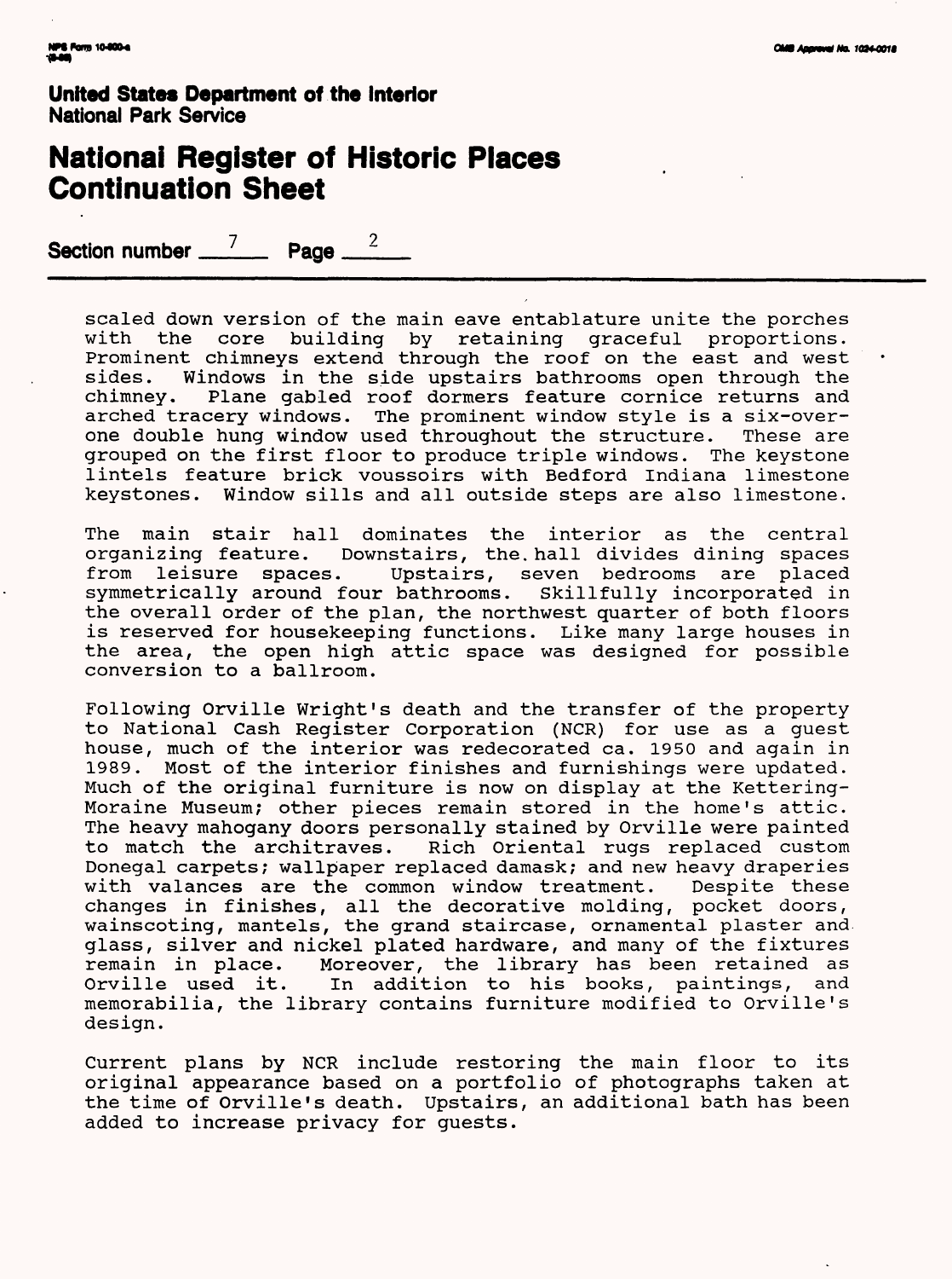**United States Department of the Interior**
**National Park Service**

# National Register of Historic Places Continuation Sheet

**Section number** 7 **Page** 2

scaled down version of the main eave entablature unite the porches with the core building by retaining graceful proportions. Prominent chimneys extend through the roof on the east and west sides. Windows in the side upstairs bathrooms open through the chimney. Plane gabled roof dormers feature cornice returns and arched tracery windows. The prominent window style is a six-over-one double hung window used throughout the structure. These are grouped on the first floor to produce triple windows. The keystone lintels feature brick voussoirs with Bedford Indiana limestone keystones. Window sills and all outside steps are also limestone.

The main stair hall dominates the interior as the central organizing feature. Downstairs, the hall divides dining spaces from leisure spaces. Upstairs, seven bedrooms are placed symmetrically around four bathrooms. Skillfully incorporated in the overall order of the plan, the northwest quarter of both floors is reserved for housekeeping functions. Like many large houses in the area, the open high attic space was designed for possible conversion to a ballroom.

Following Orville Wright's death and the transfer of the property to National Cash Register Corporation (NCR) for use as a guest house, much of the interior was redecorated ca. 1950 and again in 1989. Most of the interior finishes and furnishings were updated. Much of the original furniture is now on display at the Kettering-Moraine Museum; other pieces remain stored in the home's attic. The heavy mahogany doors personally stained by Orville were painted to match the architraves. Rich Oriental rugs replaced custom Donegal carpets; wallpaper replaced damask; and new heavy draperies with valances are the common window treatment. Despite these changes in finishes, all the decorative molding, pocket doors, wainscoting, mantels, the grand staircase, ornamental plaster and glass, silver and nickel plated hardware, and many of the fixtures remain in place. Moreover, the library has been retained as Orville used it. In addition to his books, paintings, and memorabilia, the library contains furniture modified to Orville's design.

Current plans by NCR include restoring the main floor to its original appearance based on a portfolio of photographs taken at the time of Orville's death. Upstairs, an additional bath has been added to increase privacy for guests.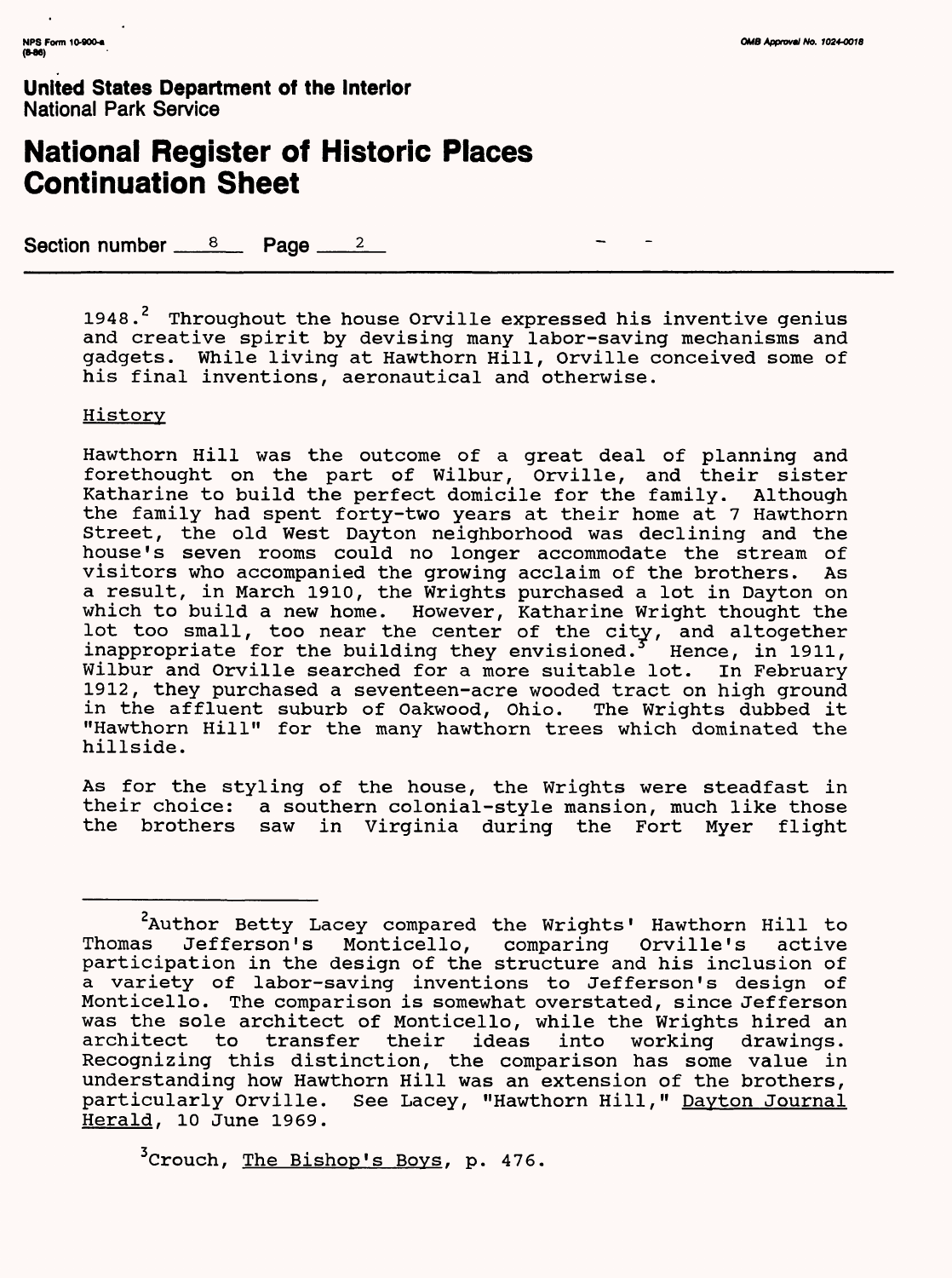**United States Department of the Interior**
National Park Service

# National Register of Historic Places Continuation Sheet

Section number 8 Page 2

1948.[2] Throughout the house Orville expressed his inventive genius and creative spirit by devising many labor-saving mechanisms and gadgets. While living at Hawthorn Hill, Orville conceived some of his final inventions, aeronautical and otherwise.

## History

Hawthorn Hill was the outcome of a great deal of planning and forethought on the part of Wilbur, Orville, and their sister Katharine to build the perfect domicile for the family. Although the family had spent forty-two years at their home at 7 Hawthorn Street, the old West Dayton neighborhood was declining and the house's seven rooms could no longer accommodate the stream of visitors who accompanied the growing acclaim of the brothers. As a result, in March 1910, the Wrights purchased a lot in Dayton on which to build a new home. However, Katharine Wright thought the lot too small, too near the center of the city, and altogether inappropriate for the building they envisioned.[3] Hence, in 1911, Wilbur and Orville searched for a more suitable lot. In February 1912, they purchased a seventeen-acre wooded tract on high ground in the affluent suburb of Oakwood, Ohio. The Wrights dubbed it "Hawthorn Hill" for the many hawthorn trees which dominated the hillside.

As for the styling of the house, the Wrights were steadfast in their choice: a southern colonial-style mansion, much like those the brothers saw in Virginia during the Fort Myer flight

---

[2]Author Betty Lacey compared the Wrights' Hawthorn Hill to Thomas Jefferson's Monticello, comparing Orville's active participation in the design of the structure and his inclusion of a variety of labor-saving inventions to Jefferson's design of Monticello. The comparison is somewhat overstated, since Jefferson was the sole architect of Monticello, while the Wrights hired an architect to transfer their ideas into working drawings. Recognizing this distinction, the comparison has some value in understanding how Hawthorn Hill was an extension of the brothers, particularly Orville. See Lacey, "Hawthorn Hill," Dayton Journal Herald, 10 June 1969.

[3]Crouch, The Bishop's Boys, p. 476.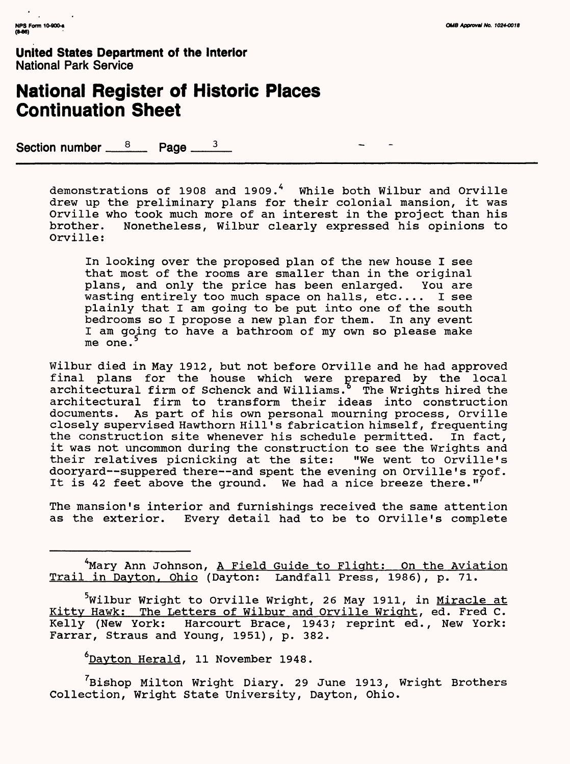**United States Department of the Interior**
National Park Service

# National Register of Historic Places Continuation Sheet

Section number 8 Page 3

demonstrations of 1908 and 1909.[4] While both Wilbur and Orville drew up the preliminary plans for their colonial mansion, it was Orville who took much more of an interest in the project than his brother. Nonetheless, Wilbur clearly expressed his opinions to Orville:

> In looking over the proposed plan of the new house I see that most of the rooms are smaller than in the original plans, and only the price has been enlarged. You are wasting entirely too much space on halls, etc.... I see plainly that I am going to be put into one of the south bedrooms so I propose a new plan for them. In any event I am going to have a bathroom of my own so please make me one.[5]

Wilbur died in May 1912, but not before Orville and he had approved final plans for the house which were prepared by the local architectural firm of Schenck and Williams.[6] The Wrights hired the architectural firm to transform their ideas into construction documents. As part of his own personal mourning process, Orville closely supervised Hawthorn Hill's fabrication himself, frequenting the construction site whenever his schedule permitted. In fact, it was not uncommon during the construction to see the Wrights and their relatives picnicking at the site: "We went to Orville's dooryard--suppered there--and spent the evening on Orville's roof. It is 42 feet above the ground. We had a nice breeze there."[7]

The mansion's interior and furnishings received the same attention as the exterior. Every detail had to be to Orville's complete

---

[4] Mary Ann Johnson, A Field Guide to Flight: On the Aviation Trail in Dayton, Ohio (Dayton: Landfall Press, 1986), p. 71.

[5] Wilbur Wright to Orville Wright, 26 May 1911, in Miracle at Kitty Hawk: The Letters of Wilbur and Orville Wright, ed. Fred C. Kelly (New York: Harcourt Brace, 1943; reprint ed., New York: Farrar, Straus and Young, 1951), p. 382.

[6] Dayton Herald, 11 November 1948.

[7] Bishop Milton Wright Diary. 29 June 1913, Wright Brothers Collection, Wright State University, Dayton, Ohio.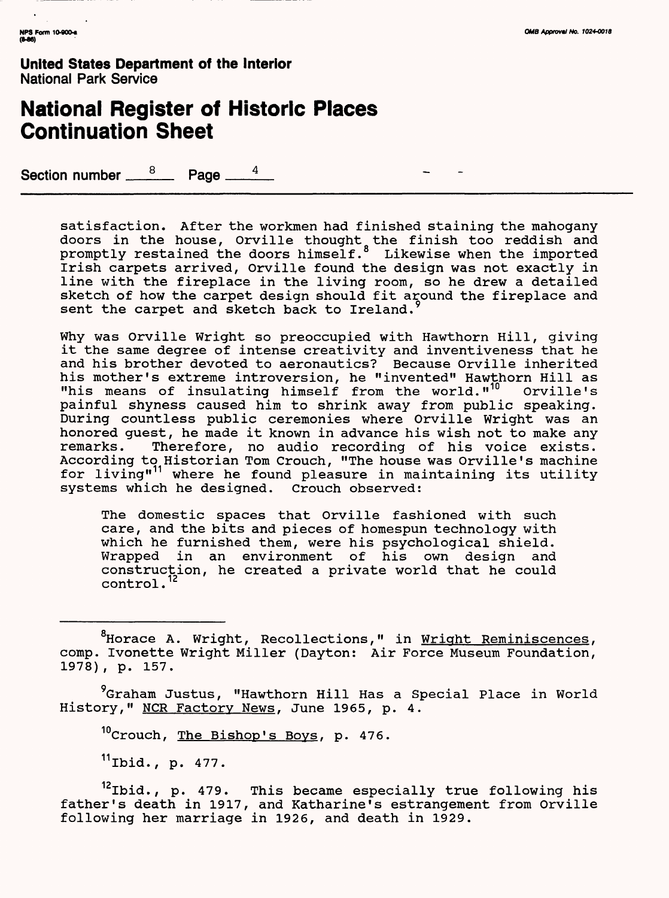**United States Department of the Interior**
National Park Service

# National Register of Historic Places Continuation Sheet

Section number 8 Page 4

satisfaction. After the workmen had finished staining the mahogany doors in the house, Orville thought the finish too reddish and promptly restained the doors himself.[8] Likewise when the imported Irish carpets arrived, Orville found the design was not exactly in line with the fireplace in the living room, so he drew a detailed sketch of how the carpet design should fit around the fireplace and sent the carpet and sketch back to Ireland.[9]

Why was Orville Wright so preoccupied with Hawthorn Hill, giving it the same degree of intense creativity and inventiveness that he and his brother devoted to aeronautics? Because Orville inherited his mother's extreme introversion, he "invented" Hawthorn Hill as "his means of insulating himself from the world."[10] Orville's painful shyness caused him to shrink away from public speaking. During countless public ceremonies where Orville Wright was an honored guest, he made it known in advance his wish not to make any remarks. Therefore, no audio recording of his voice exists. According to Historian Tom Crouch, "The house was Orville's machine for living"[11] where he found pleasure in maintaining its utility systems which he designed. Crouch observed:

> The domestic spaces that Orville fashioned with such care, and the bits and pieces of homespun technology with which he furnished them, were his psychological shield. Wrapped in an environment of his own design and construction, he created a private world that he could control.[12]

---

[8]Horace A. Wright, Recollections," in Wright Reminiscences, comp. Ivonette Wright Miller (Dayton: Air Force Museum Foundation, 1978), p. 157.

[9]Graham Justus, "Hawthorn Hill Has a Special Place in World History," NCR Factory News, June 1965, p. 4.

[10]Crouch, The Bishop's Boys, p. 476.

[11]Ibid., p. 477.

[12]Ibid., p. 479. This became especially true following his father's death in 1917, and Katharine's estrangement from Orville following her marriage in 1926, and death in 1929.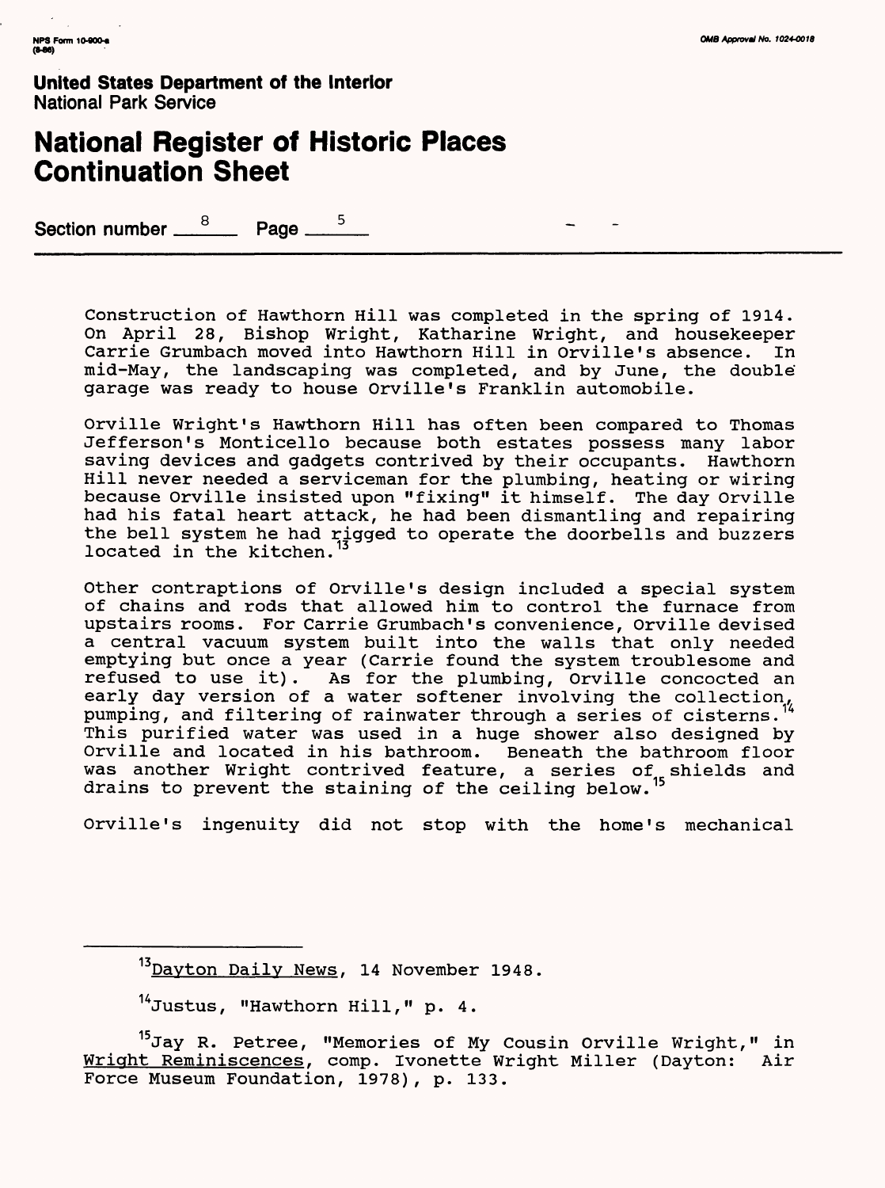United States Department of the Interior
National Park Service

# National Register of Historic Places Continuation Sheet

Section number 8 Page 5

Construction of Hawthorn Hill was completed in the spring of 1914. On April 28, Bishop Wright, Katharine Wright, and housekeeper Carrie Grumbach moved into Hawthorn Hill in Orville's absence. In mid-May, the landscaping was completed, and by June, the double garage was ready to house Orville's Franklin automobile.

Orville Wright's Hawthorn Hill has often been compared to Thomas Jefferson's Monticello because both estates possess many labor saving devices and gadgets contrived by their occupants. Hawthorn Hill never needed a serviceman for the plumbing, heating or wiring because Orville insisted upon "fixing" it himself. The day Orville had his fatal heart attack, he had been dismantling and repairing the bell system he had rigged to operate the doorbells and buzzers located in the kitchen.[13]

Other contraptions of Orville's design included a special system of chains and rods that allowed him to control the furnace from upstairs rooms. For Carrie Grumbach's convenience, Orville devised a central vacuum system built into the walls that only needed emptying but once a year (Carrie found the system troublesome and refused to use it). As for the plumbing, Orville concocted an early day version of a water softener involving the collection, pumping, and filtering of rainwater through a series of cisterns.[14] This purified water was used in a huge shower also designed by Orville and located in his bathroom. Beneath the bathroom floor was another Wright contrived feature, a series of shields and drains to prevent the staining of the ceiling below.[15]

Orville's ingenuity did not stop with the home's mechanical

---

[13] Dayton Daily News, 14 November 1948.

[14] Justus, "Hawthorn Hill," p. 4.

[15] Jay R. Petree, "Memories of My Cousin Orville Wright," in Wright Reminiscences, comp. Ivonette Wright Miller (Dayton: Air Force Museum Foundation, 1978), p. 133.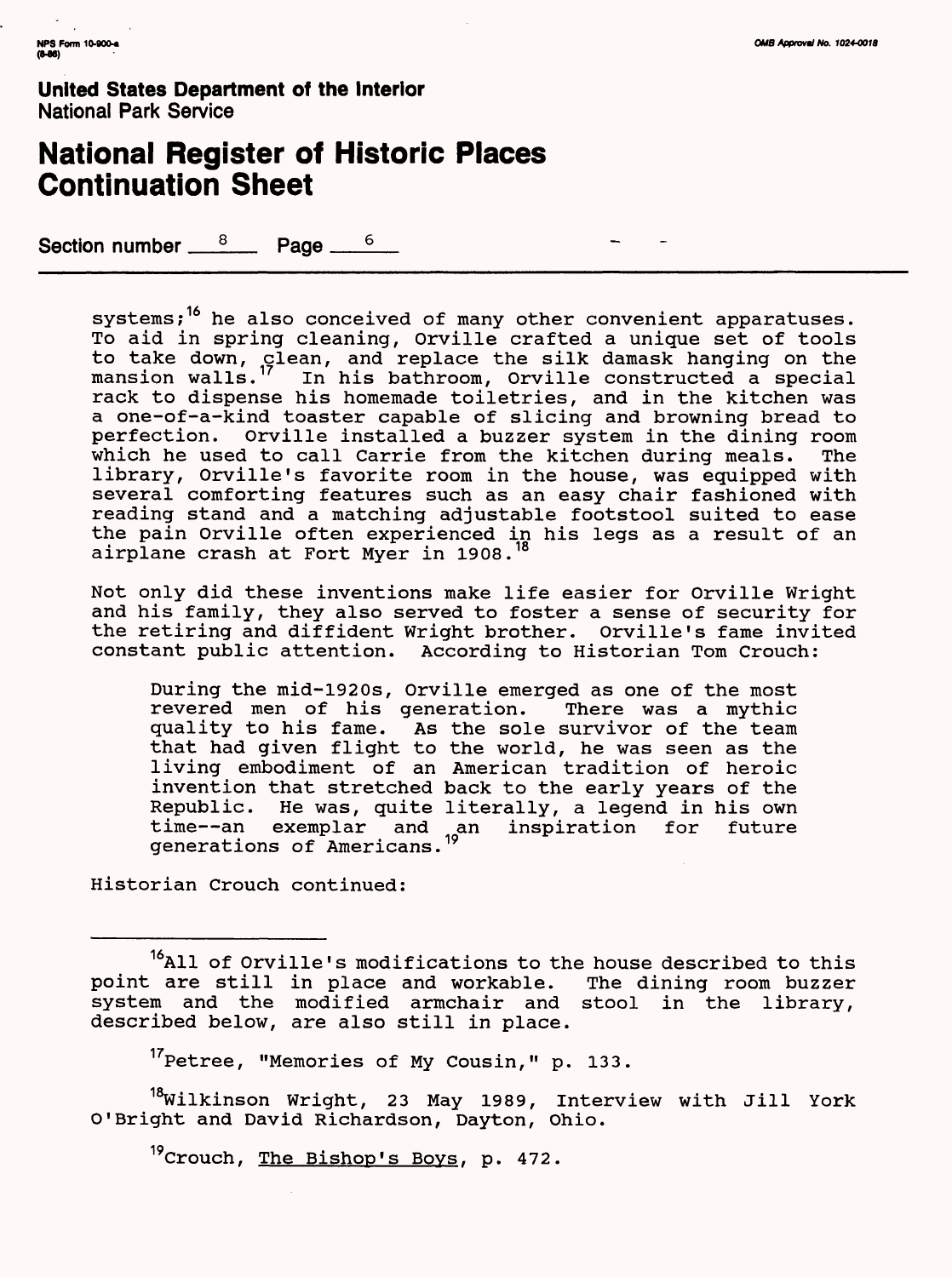systems;[16] he also conceived of many other convenient apparatuses. To aid in spring cleaning, Orville crafted a unique set of tools to take down, clean, and replace the silk damask hanging on the mansion walls.[17] In his bathroom, Orville constructed a special rack to dispense his homemade toiletries, and in the kitchen was a one-of-a-kind toaster capable of slicing and browning bread to perfection. Orville installed a buzzer system in the dining room which he used to call Carrie from the kitchen during meals. The library, Orville's favorite room in the house, was equipped with several comforting features such as an easy chair fashioned with reading stand and a matching adjustable footstool suited to ease the pain Orville often experienced in his legs as a result of an airplane crash at Fort Myer in 1908.[18]

Not only did these inventions make life easier for Orville Wright and his family, they also served to foster a sense of security for the retiring and diffident Wright brother. Orville's fame invited constant public attention. According to Historian Tom Crouch:

> During the mid-1920s, Orville emerged as one of the most revered men of his generation. There was a mythic quality to his fame. As the sole survivor of the team that had given flight to the world, he was seen as the living embodiment of an American tradition of heroic invention that stretched back to the early years of the Republic. He was, quite literally, a legend in his own time--an exemplar and an inspiration for future generations of Americans.[19]

Historian Crouch continued:

---

[16]All of Orville's modifications to the house described to this point are still in place and workable. The dining room buzzer system and the modified armchair and stool in the library, described below, are also still in place.

[17]Petree, "Memories of My Cousin," p. 133.

[18]Wilkinson Wright, 23 May 1989, Interview with Jill York O'Bright and David Richardson, Dayton, Ohio.

[19]Crouch, The Bishop's Boys, p. 472.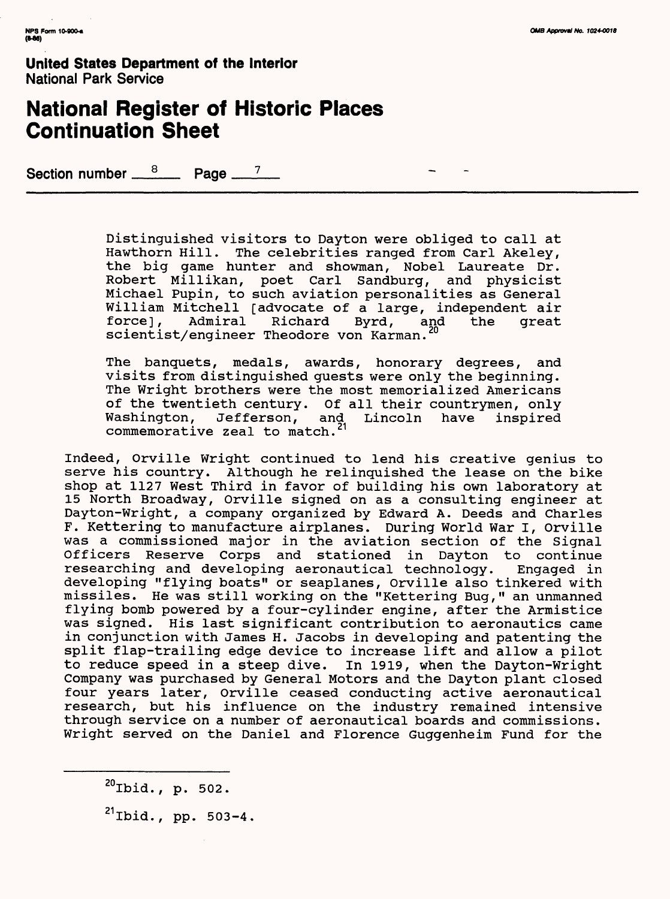Distinguished visitors to Dayton were obliged to call at Hawthorn Hill. The celebrities ranged from Carl Akeley, the big game hunter and showman, Nobel Laureate Dr. Robert Millikan, poet Carl Sandburg, and physicist Michael Pupin, to such aviation personalities as General William Mitchell [advocate of a large, independent air force], Admiral Richard Byrd, and the great scientist/engineer Theodore von Karman.[20]

The banquets, medals, awards, honorary degrees, and visits from distinguished guests were only the beginning. The Wright brothers were the most memorialized Americans of the twentieth century. Of all their countrymen, only Washington, Jefferson, and Lincoln have inspired commemorative zeal to match.[21]

Indeed, Orville Wright continued to lend his creative genius to serve his country. Although he relinquished the lease on the bike shop at 1127 West Third in favor of building his own laboratory at 15 North Broadway, Orville signed on as a consulting engineer at Dayton-Wright, a company organized by Edward A. Deeds and Charles F. Kettering to manufacture airplanes. During World War I, Orville was a commissioned major in the aviation section of the Signal Officers Reserve Corps and stationed in Dayton to continue researching and developing aeronautical technology. Engaged in developing "flying boats" or seaplanes, Orville also tinkered with missiles. He was still working on the "Kettering Bug," an unmanned flying bomb powered by a four-cylinder engine, after the Armistice was signed. His last significant contribution to aeronautics came in conjunction with James H. Jacobs in developing and patenting the split flap-trailing edge device to increase lift and allow a pilot to reduce speed in a steep dive. In 1919, when the Dayton-Wright Company was purchased by General Motors and the Dayton plant closed four years later, Orville ceased conducting active aeronautical research, but his influence on the industry remained intensive through service on a number of aeronautical boards and commissions. Wright served on the Daniel and Florence Guggenheim Fund for the

---

[20]Ibid., p. 502.

[21]Ibid., pp. 503-4.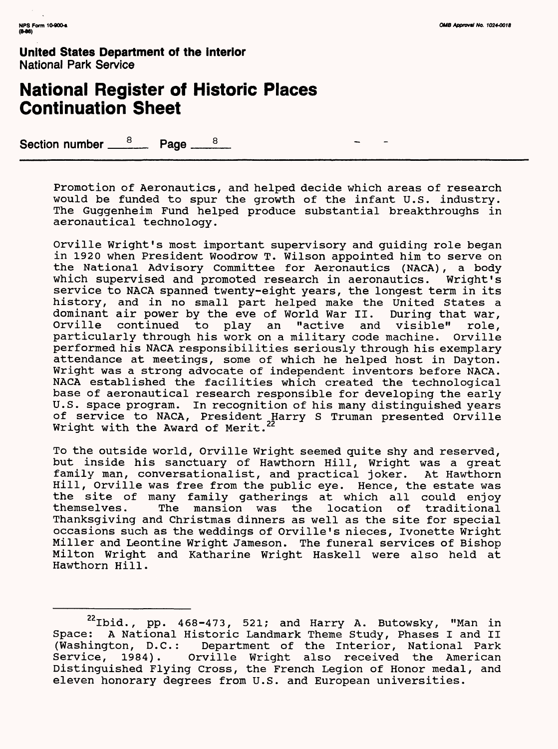**United States Department of the Interior**
National Park Service

# National Register of Historic Places Continuation Sheet

Section number 8 Page 8

Promotion of Aeronautics, and helped decide which areas of research would be funded to spur the growth of the infant U.S. industry. The Guggenheim Fund helped produce substantial breakthroughs in aeronautical technology.

Orville Wright's most important supervisory and guiding role began in 1920 when President Woodrow T. Wilson appointed him to serve on the National Advisory Committee for Aeronautics (NACA), a body which supervised and promoted research in aeronautics. Wright's service to NACA spanned twenty-eight years, the longest term in its history, and in no small part helped make the United States a dominant air power by the eve of World War II. During that war, Orville continued to play an "active and visible" role, particularly through his work on a military code machine. Orville performed his NACA responsibilities seriously through his exemplary attendance at meetings, some of which he helped host in Dayton. Wright was a strong advocate of independent inventors before NACA. NACA established the facilities which created the technological base of aeronautical research responsible for developing the early U.S. space program. In recognition of his many distinguished years of service to NACA, President Harry S Truman presented Orville Wright with the Award of Merit.[22]

To the outside world, Orville Wright seemed quite shy and reserved, but inside his sanctuary of Hawthorn Hill, Wright was a great family man, conversationalist, and practical joker. At Hawthorn Hill, Orville was free from the public eye. Hence, the estate was the site of many family gatherings at which all could enjoy themselves. The mansion was the location of traditional Thanksgiving and Christmas dinners as well as the site for special occasions such as the weddings of Orville's nieces, Ivonette Wright Miller and Leontine Wright Jameson. The funeral services of Bishop Milton Wright and Katharine Wright Haskell were also held at Hawthorn Hill.

---

[22]Ibid., pp. 468-473, 521; and Harry A. Butowsky, "Man in Space: A National Historic Landmark Theme Study, Phases I and II (Washington, D.C.: Department of the Interior, National Park Service, 1984). Orville Wright also received the American Distinguished Flying Cross, the French Legion of Honor medal, and eleven honorary degrees from U.S. and European universities.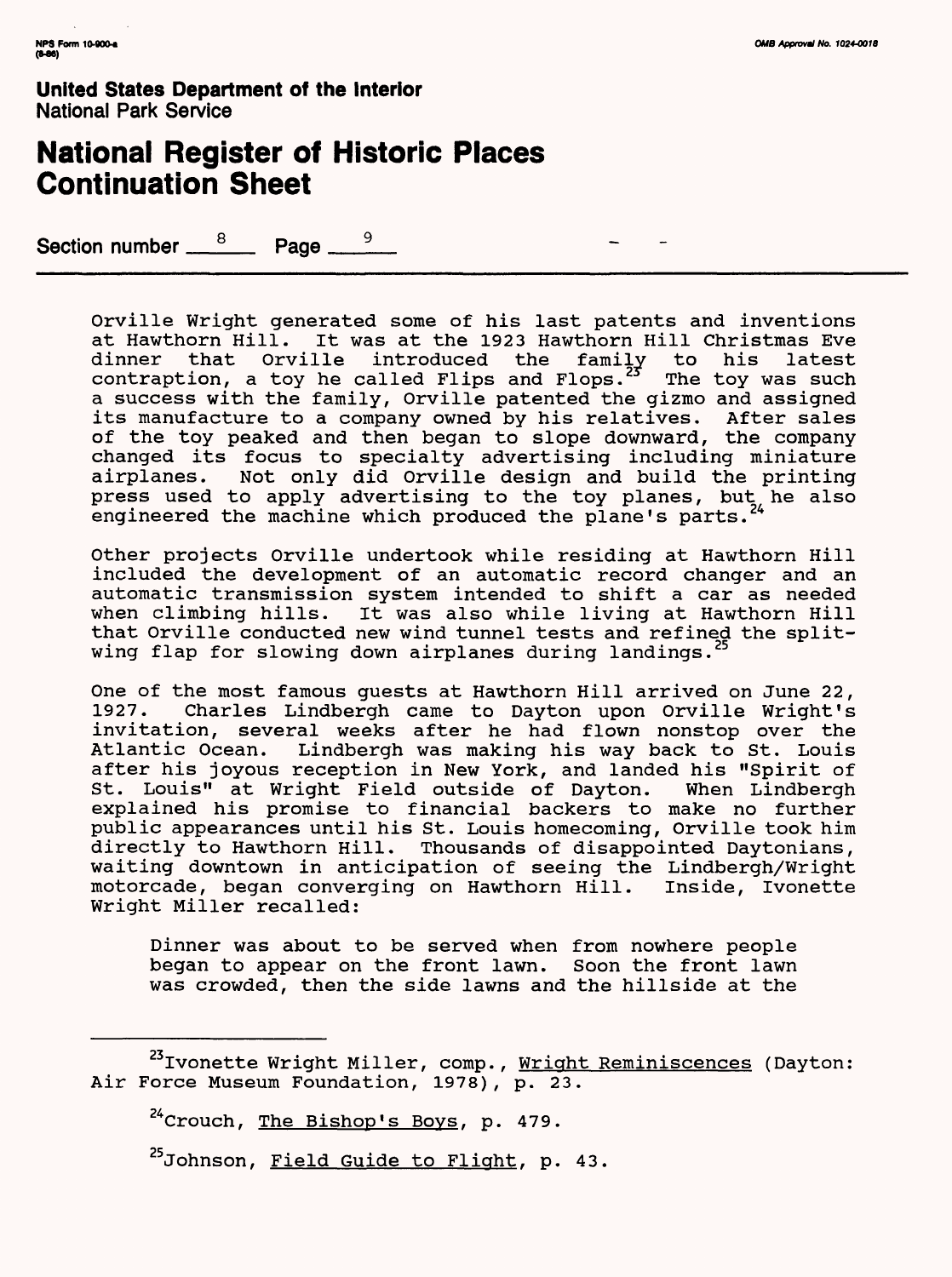**United States Department of the Interior**
National Park Service

# National Register of Historic Places Continuation Sheet

Section number 8 Page 9

Orville Wright generated some of his last patents and inventions at Hawthorn Hill. It was at the 1923 Hawthorn Hill Christmas Eve dinner that Orville introduced the family to his latest contraption, a toy he called Flips and Flops.[23] The toy was such a success with the family, Orville patented the gizmo and assigned its manufacture to a company owned by his relatives. After sales of the toy peaked and then began to slope downward, the company changed its focus to specialty advertising including miniature airplanes. Not only did Orville design and build the printing press used to apply advertising to the toy planes, but he also engineered the machine which produced the plane's parts.[24]

Other projects Orville undertook while residing at Hawthorn Hill included the development of an automatic record changer and an automatic transmission system intended to shift a car as needed when climbing hills. It was also while living at Hawthorn Hill that Orville conducted new wind tunnel tests and refined the split-wing flap for slowing down airplanes during landings.[25]

One of the most famous guests at Hawthorn Hill arrived on June 22, 1927. Charles Lindbergh came to Dayton upon Orville Wright's invitation, several weeks after he had flown nonstop over the Atlantic Ocean. Lindbergh was making his way back to St. Louis after his joyous reception in New York, and landed his "Spirit of St. Louis" at Wright Field outside of Dayton. When Lindbergh explained his promise to financial backers to make no further public appearances until his St. Louis homecoming, Orville took him directly to Hawthorn Hill. Thousands of disappointed Daytonians, waiting downtown in anticipation of seeing the Lindbergh/Wright motorcade, began converging on Hawthorn Hill. Inside, Ivonette Wright Miller recalled:

> Dinner was about to be served when from nowhere people began to appear on the front lawn. Soon the front lawn was crowded, then the side lawns and the hillside at the

---

[23] Ivonette Wright Miller, comp., Wright Reminiscences (Dayton: Air Force Museum Foundation, 1978), p. 23.

[24] Crouch, The Bishop's Boys, p. 479.

[25] Johnson, Field Guide to Flight, p. 43.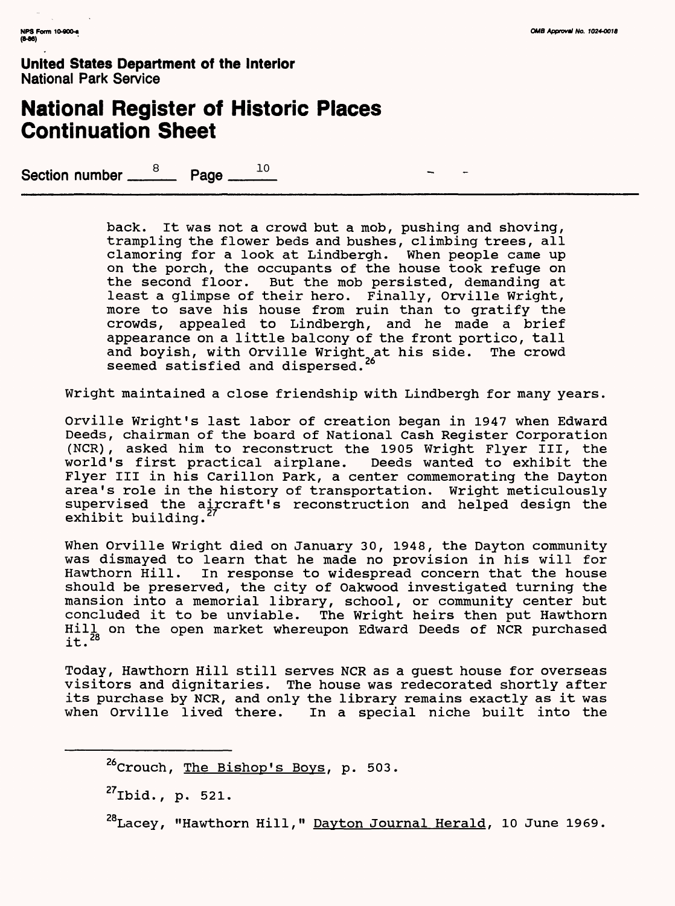**United States Department of the Interior**
National Park Service

# National Register of Historic Places Continuation Sheet

Section number 8 Page 10

> back. It was not a crowd but a mob, pushing and shoving, trampling the flower beds and bushes, climbing trees, all clamoring for a look at Lindbergh. When people came up on the porch, the occupants of the house took refuge on the second floor. But the mob persisted, demanding at least a glimpse of their hero. Finally, Orville Wright, more to save his house from ruin than to gratify the crowds, appealed to Lindbergh, and he made a brief appearance on a little balcony of the front portico, tall and boyish, with Orville Wright at his side. The crowd seemed satisfied and dispersed.[26]

Wright maintained a close friendship with Lindbergh for many years.

Orville Wright's last labor of creation began in 1947 when Edward Deeds, chairman of the board of National Cash Register Corporation (NCR), asked him to reconstruct the 1905 Wright Flyer III, the world's first practical airplane. Deeds wanted to exhibit the Flyer III in his Carillon Park, a center commemorating the Dayton area's role in the history of transportation. Wright meticulously supervised the aircraft's reconstruction and helped design the exhibit building.[27]

When Orville Wright died on January 30, 1948, the Dayton community was dismayed to learn that he made no provision in his will for Hawthorn Hill. In response to widespread concern that the house should be preserved, the city of Oakwood investigated turning the mansion into a memorial library, school, or community center but concluded it to be unviable. The Wright heirs then put Hawthorn Hill on the open market whereupon Edward Deeds of NCR purchased it.[28]

Today, Hawthorn Hill still serves NCR as a guest house for overseas visitors and dignitaries. The house was redecorated shortly after its purchase by NCR, and only the library remains exactly as it was when Orville lived there. In a special niche built into the

---

[26] Crouch, The Bishop's Boys, p. 503.

[27] Ibid., p. 521.

[28] Lacey, "Hawthorn Hill," Dayton Journal Herald, 10 June 1969.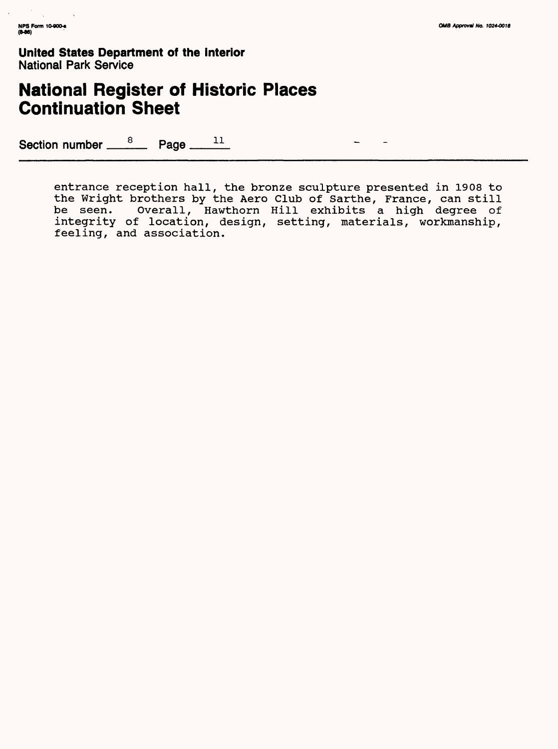**United States Department of the Interior**
National Park Service

# National Register of Historic Places Continuation Sheet

Section number 8 Page 11

entrance reception hall, the bronze sculpture presented in 1908 to the Wright brothers by the Aero Club of Sarthe, France, can still be seen. Overall, Hawthorn Hill exhibits a high degree of integrity of location, design, setting, materials, workmanship, feeling, and association.